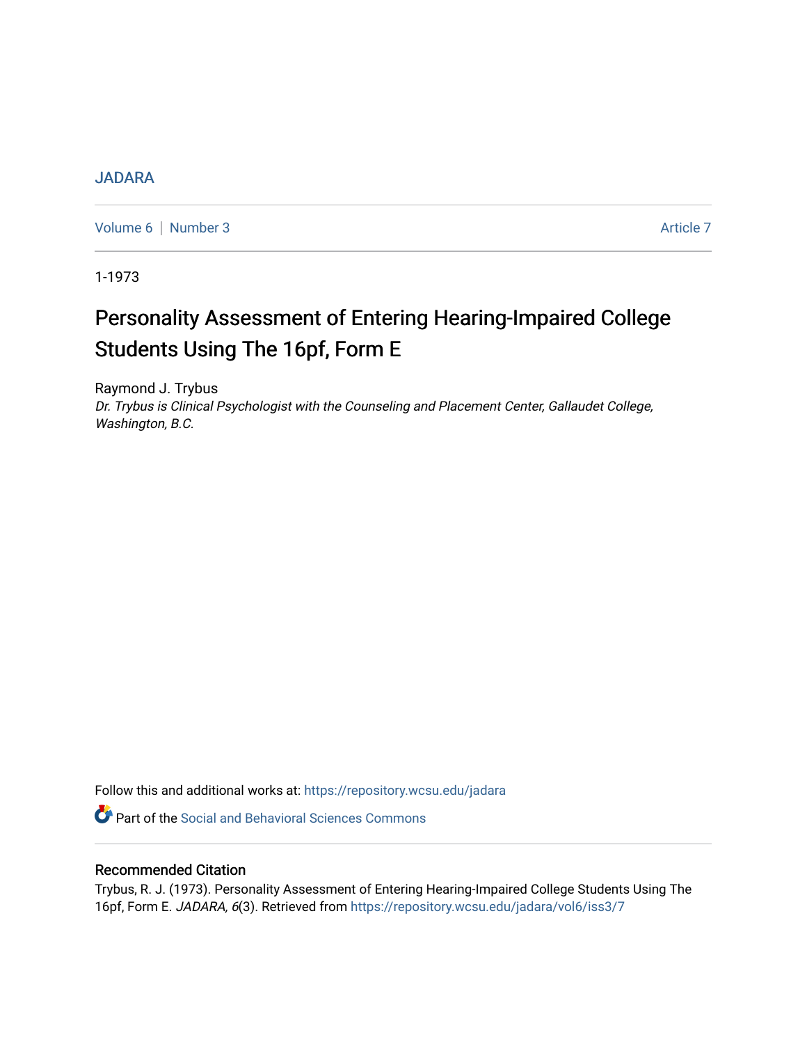JADARA

Volume 6 | Number 3 Article 7

1-1973

# Personality Assessment of Entering Hearing-Impaired College Students Using The 16pf, Form E

Raymond J. Trybus
*Dr. Trybus is Clinical Psychologist with the Counseling and Placement Center, Gallaudet College, Washington, B.C.*

Follow this and additional works at: https://repository.wcsu.edu/jadara

Part of the Social and Behavioral Sciences Commons

## Recommended Citation

Trybus, R. J. (1973). Personality Assessment of Entering Hearing-Impaired College Students Using The 16pf, Form E. *JADARA, 6*(3). Retrieved from https://repository.wcsu.edu/jadara/vol6/iss3/7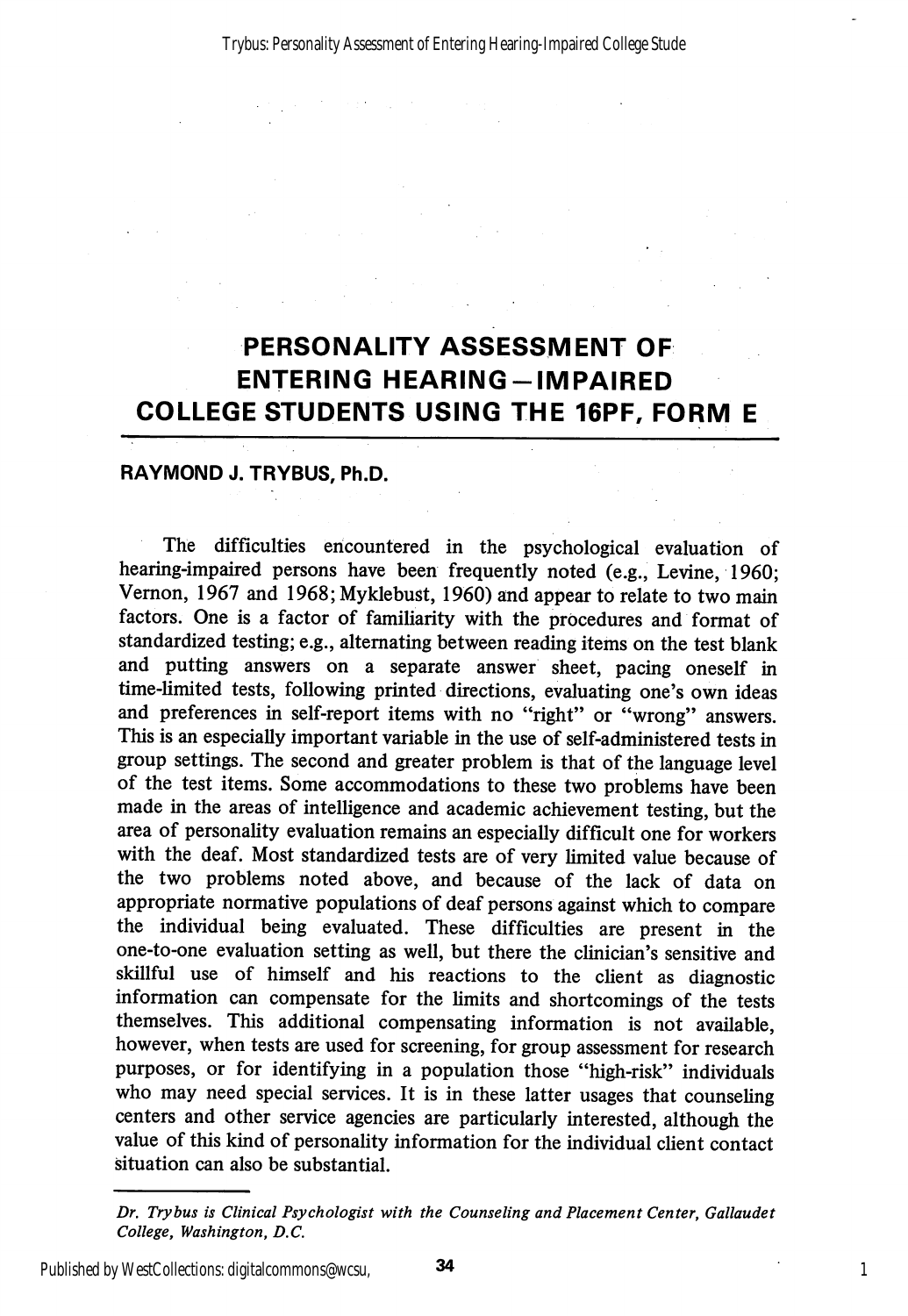# PERSONALITY ASSESSMENT OF ENTERING HEARING—IMPAIRED COLLEGE STUDENTS USING THE 16PF, FORM E

**RAYMOND J. TRYBUS, Ph.D.**

The difficulties encountered in the psychological evaluation of hearing-impaired persons have been frequently noted (e.g., Levine, 1960; Vernon, 1967 and 1968; Myklebust, 1960) and appear to relate to two main factors. One is a factor of familiarity with the procedures and format of standardized testing; e.g., alternating between reading items on the test blank and putting answers on a separate answer sheet, pacing oneself in time-limited tests, following printed directions, evaluating one's own ideas and preferences in self-report items with no "right" or "wrong" answers. This is an especially important variable in the use of self-administered tests in group settings. The second and greater problem is that of the language level of the test items. Some accommodations to these two problems have been made in the areas of intelligence and academic achievement testing, but the area of personality evaluation remains an especially difficult one for workers with the deaf. Most standardized tests are of very limited value because of the two problems noted above, and because of the lack of data on appropriate normative populations of deaf persons against which to compare the individual being evaluated. These difficulties are present in the one-to-one evaluation setting as well, but there the clinician's sensitive and skillful use of himself and his reactions to the client as diagnostic information can compensate for the limits and shortcomings of the tests themselves. This additional compensating information is not available, however, when tests are used for screening, for group assessment for research purposes, or for identifying in a population those "high-risk" individuals who may need special services. It is in these latter usages that counseling centers and other service agencies are particularly interested, although the value of this kind of personality information for the individual client contact situation can also be substantial.

---

*Dr. Trybus is Clinical Psychologist with the Counseling and Placement Center, Gallaudet College, Washington, D.C.*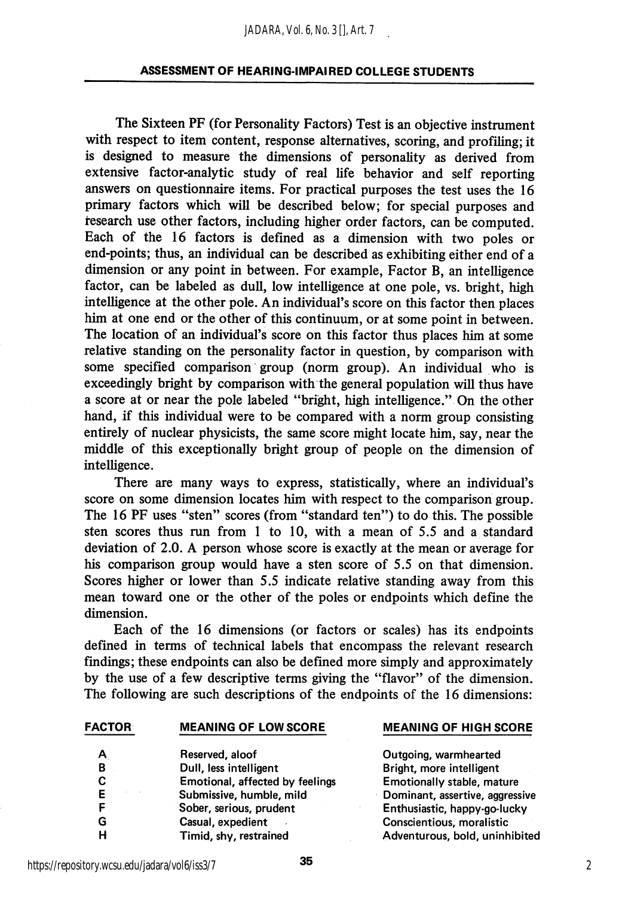The Sixteen PF (for Personality Factors) Test is an objective instrument with respect to item content, response alternatives, scoring, and profiling; it is designed to measure the dimensions of personality as derived from extensive factor-analytic study of real life behavior and self reporting answers on questionnaire items. For practical purposes the test uses the 16 primary factors which will be described below; for special purposes and research use other factors, including higher order factors, can be computed. Each of the 16 factors is defined as a dimension with two poles or end-points; thus, an individual can be described as exhibiting either end of a dimension or any point in between. For example, Factor B, an intelligence factor, can be labeled as dull, low intelligence at one pole, vs. bright, high intelligence at the other pole. An individual's score on this factor then places him at one end or the other of this continuum, or at some point in between. The location of an individual's score on this factor thus places him at some relative standing on the personality factor in question, by comparison with some specified comparison group (norm group). An individual who is exceedingly bright by comparison with the general population will thus have a score at or near the pole labeled "bright, high intelligence." On the other hand, if this individual were to be compared with a norm group consisting entirely of nuclear physicists, the same score might locate him, say, near the middle of this exceptionally bright group of people on the dimension of intelligence.

There are many ways to express, statistically, where an individual's score on some dimension locates him with respect to the comparison group. The 16 PF uses "sten" scores (from "standard ten") to do this. The possible sten scores thus run from 1 to 10, with a mean of 5.5 and a standard deviation of 2.0. A person whose score is exactly at the mean or average for his comparison group would have a sten score of 5.5 on that dimension. Scores higher or lower than 5.5 indicate relative standing away from this mean toward one or the other of the poles or endpoints which define the dimension.

Each of the 16 dimensions (or factors or scales) has its endpoints defined in terms of technical labels that encompass the relevant research findings; these endpoints can also be defined more simply and approximately by the use of a few descriptive terms giving the "flavor" of the dimension. The following are such descriptions of the endpoints of the 16 dimensions:

| FACTOR | MEANING OF LOW SCORE | MEANING OF HIGH SCORE |
|---|---|---|
| A | Reserved, aloof | Outgoing, warmhearted |
| B | Dull, less intelligent | Bright, more intelligent |
| C | Emotional, affected by feelings | Emotionally stable, mature |
| E | Submissive, humble, mild | Dominant, assertive, aggressive |
| F | Sober, serious, prudent | Enthusiastic, happy-go-lucky |
| G | Casual, expedient | Conscientious, moralistic |
| H | Timid, shy, restrained | Adventurous, bold, uninhibited |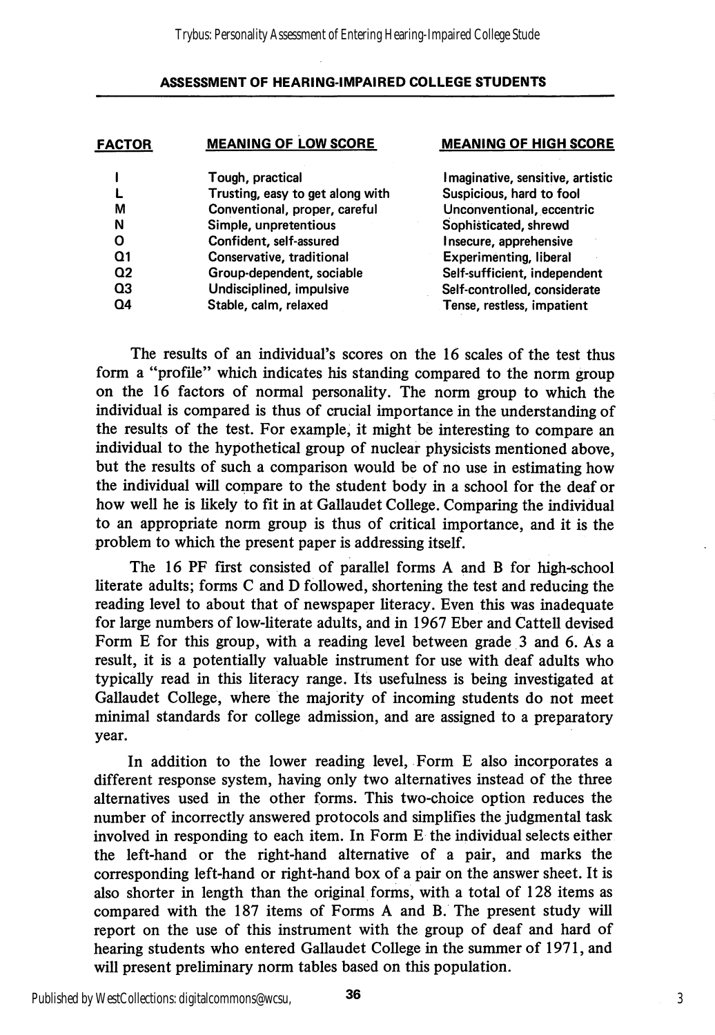| FACTOR | MEANING OF LOW SCORE | MEANING OF HIGH SCORE |
|---|---|---|
| I | Tough, practical | Imaginative, sensitive, artistic |
| L | Trusting, easy to get along with | Suspicious, hard to fool |
| M | Conventional, proper, careful | Unconventional, eccentric |
| N | Simple, unpretentious | Sophisticated, shrewd |
| O | Confident, self-assured | Insecure, apprehensive |
| Q1 | Conservative, traditional | Experimenting, liberal |
| Q2 | Group-dependent, sociable | Self-sufficient, independent |
| Q3 | Undisciplined, impulsive | Self-controlled, considerate |
| Q4 | Stable, calm, relaxed | Tense, restless, impatient |

The results of an individual's scores on the 16 scales of the test thus form a "profile" which indicates his standing compared to the norm group on the 16 factors of normal personality. The norm group to which the individual is compared is thus of crucial importance in the understanding of the results of the test. For example, it might be interesting to compare an individual to the hypothetical group of nuclear physicists mentioned above, but the results of such a comparison would be of no use in estimating how the individual will compare to the student body in a school for the deaf or how well he is likely to fit in at Gallaudet College. Comparing the individual to an appropriate norm group is thus of critical importance, and it is the problem to which the present paper is addressing itself.

The 16 PF first consisted of parallel forms A and B for high-school literate adults; forms C and D followed, shortening the test and reducing the reading level to about that of newspaper literacy. Even this was inadequate for large numbers of low-literate adults, and in 1967 Eber and Cattell devised Form E for this group, with a reading level between grade 3 and 6. As a result, it is a potentially valuable instrument for use with deaf adults who typically read in this literacy range. Its usefulness is being investigated at Gallaudet College, where the majority of incoming students do not meet minimal standards for college admission, and are assigned to a preparatory year.

In addition to the lower reading level, Form E also incorporates a different response system, having only two alternatives instead of the three alternatives used in the other forms. This two-choice option reduces the number of incorrectly answered protocols and simplifies the judgmental task involved in responding to each item. In Form E the individual selects either the left-hand or the right-hand alternative of a pair, and marks the corresponding left-hand or right-hand box of a pair on the answer sheet. It is also shorter in length than the original forms, with a total of 128 items as compared with the 187 items of Forms A and B. The present study will report on the use of this instrument with the group of deaf and hard of hearing students who entered Gallaudet College in the summer of 1971, and will present preliminary norm tables based on this population.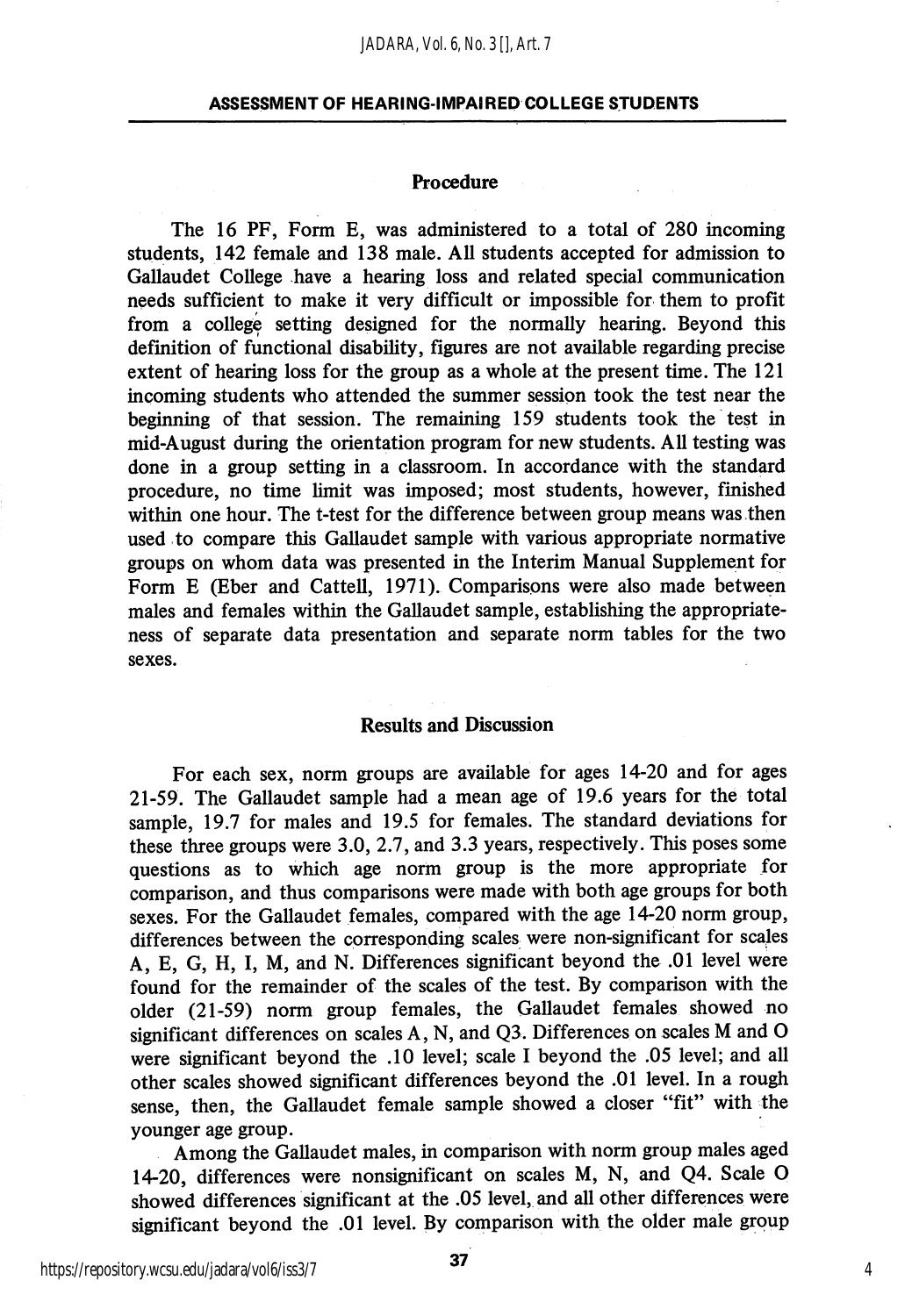## Procedure

The 16 PF, Form E, was administered to a total of 280 incoming students, 142 female and 138 male. All students accepted for admission to Gallaudet College have a hearing loss and related special communication needs sufficient to make it very difficult or impossible for them to profit from a college setting designed for the normally hearing. Beyond this definition of functional disability, figures are not available regarding precise extent of hearing loss for the group as a whole at the present time. The 121 incoming students who attended the summer session took the test near the beginning of that session. The remaining 159 students took the test in mid-August during the orientation program for new students. All testing was done in a group setting in a classroom. In accordance with the standard procedure, no time limit was imposed; most students, however, finished within one hour. The t-test for the difference between group means was then used to compare this Gallaudet sample with various appropriate normative groups on whom data was presented in the Interim Manual Supplement for Form E (Eber and Cattell, 1971). Comparisons were also made between males and females within the Gallaudet sample, establishing the appropriateness of separate data presentation and separate norm tables for the two sexes.

## Results and Discussion

For each sex, norm groups are available for ages 14-20 and for ages 21-59. The Gallaudet sample had a mean age of 19.6 years for the total sample, 19.7 for males and 19.5 for females. The standard deviations for these three groups were 3.0, 2.7, and 3.3 years, respectively. This poses some questions as to which age norm group is the more appropriate for comparison, and thus comparisons were made with both age groups for both sexes. For the Gallaudet females, compared with the age 14-20 norm group, differences between the corresponding scales were non-significant for scales A, E, G, H, I, M, and N. Differences significant beyond the .01 level were found for the remainder of the scales of the test. By comparison with the older (21-59) norm group females, the Gallaudet females showed no significant differences on scales A, N, and Q3. Differences on scales M and O were significant beyond the .10 level; scale I beyond the .05 level; and all other scales showed significant differences beyond the .01 level. In a rough sense, then, the Gallaudet female sample showed a closer "fit" with the younger age group.

Among the Gallaudet males, in comparison with norm group males aged 14-20, differences were nonsignificant on scales M, N, and Q4. Scale O showed differences significant at the .05 level, and all other differences were significant beyond the .01 level. By comparison with the older male group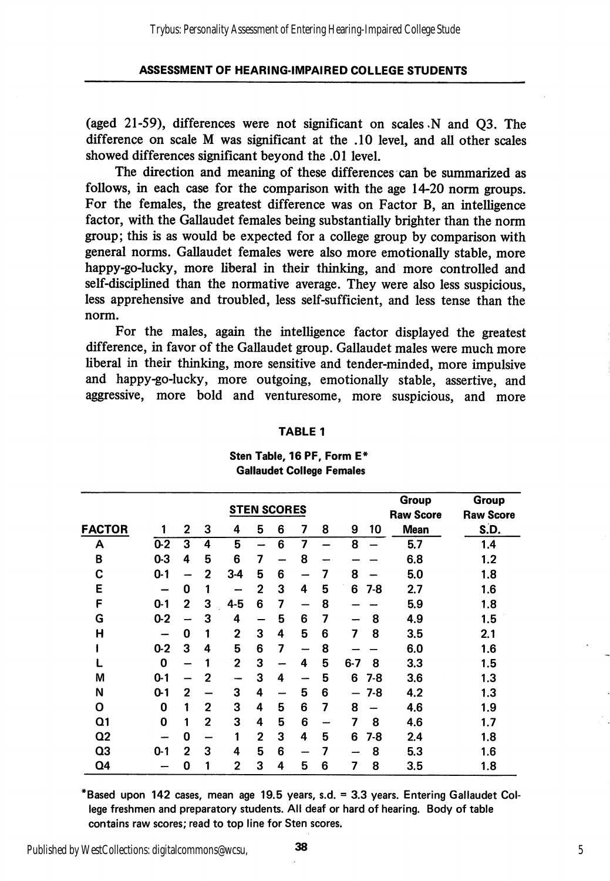(aged 21-59), differences were not significant on scales N and Q3. The difference on scale M was significant at the .10 level, and all other scales showed differences significant beyond the .01 level.

The direction and meaning of these differences can be summarized as follows, in each case for the comparison with the age 14-20 norm groups. For the females, the greatest difference was on Factor B, an intelligence factor, with the Gallaudet females being substantially brighter than the norm group; this is as would be expected for a college group by comparison with general norms. Gallaudet females were also more emotionally stable, more happy-go-lucky, more liberal in their thinking, and more controlled and self-disciplined than the normative average. They were also less suspicious, less apprehensive and troubled, less self-sufficient, and less tense than the norm.

For the males, again the intelligence factor displayed the greatest difference, in favor of the Gallaudet group. Gallaudet males were much more liberal in their thinking, more sensitive and tender-minded, more impulsive and happy-go-lucky, more outgoing, emotionally stable, assertive, and aggressive, more bold and venturesome, more suspicious, and more

**TABLE 1**

**Sten Table, 16 PF, Form E***
**Gallaudet College Females**

| | STEN SCORES | | | | | | | | | | Group Raw Score | Group Raw Score |
|---|---|---|---|---|---|---|---|---|---|---|---|---|
| FACTOR | 1 | 2 | 3 | 4 | 5 | 6 | 7 | 8 | 9 | 10 | Mean | S.D. |
| A | 0-2 | 3 | 4 | 5 | – | 6 | 7 | – | 8 | – | 5.7 | 1.4 |
| B | 0-3 | 4 | 5 | 6 | 7 | – | 8 | – | – | – | 6.8 | 1.2 |
| C | 0-1 | – | 2 | 3-4 | 5 | 6 | – | 7 | 8 | – | 5.0 | 1.8 |
| E | – | 0 | 1 | – | 2 | 3 | 4 | 5 | 6 | 7-8 | 2.7 | 1.6 |
| F | 0-1 | 2 | 3 | 4-5 | 6 | 7 | – | 8 | – | – | 5.9 | 1.8 |
| G | 0-2 | – | 3 | 4 | – | 5 | 6 | 7 | – | 8 | 4.9 | 1.5 |
| H | – | 0 | 1 | 2 | 3 | 4 | 5 | 6 | 7 | 8 | 3.5 | 2.1 |
| I | 0-2 | 3 | 4 | 5 | 6 | 7 | – | 8 | – | – | 6.0 | 1.6 |
| L | 0 | – | 1 | 2 | 3 | – | 4 | 5 | 6-7 | 8 | 3.3 | 1.5 |
| M | 0-1 | – | 2 | – | 3 | 4 | – | 5 | 6 | 7-8 | 3.6 | 1.3 |
| N | 0-1 | 2 | – | 3 | 4 | – | 5 | 6 | – | 7-8 | 4.2 | 1.3 |
| O | 0 | 1 | 2 | 3 | 4 | 5 | 6 | 7 | 8 | – | 4.6 | 1.9 |
| Q1 | 0 | 1 | 2 | 3 | 4 | 5 | 6 | – | 7 | 8 | 4.6 | 1.7 |
| Q2 | – | 0 | – | 1 | 2 | 3 | 4 | 5 | 6 | 7-8 | 2.4 | 1.8 |
| Q3 | 0-1 | 2 | 3 | 4 | 5 | 6 | – | 7 | – | 8 | 5.3 | 1.6 |
| Q4 | – | 0 | 1 | 2 | 3 | 4 | 5 | 6 | 7 | 8 | 3.5 | 1.8 |

*Based upon 142 cases, mean age 19.5 years, s.d. = 3.3 years. Entering Gallaudet College freshmen and preparatory students. All deaf or hard of hearing. Body of table contains raw scores; read to top line for Sten scores.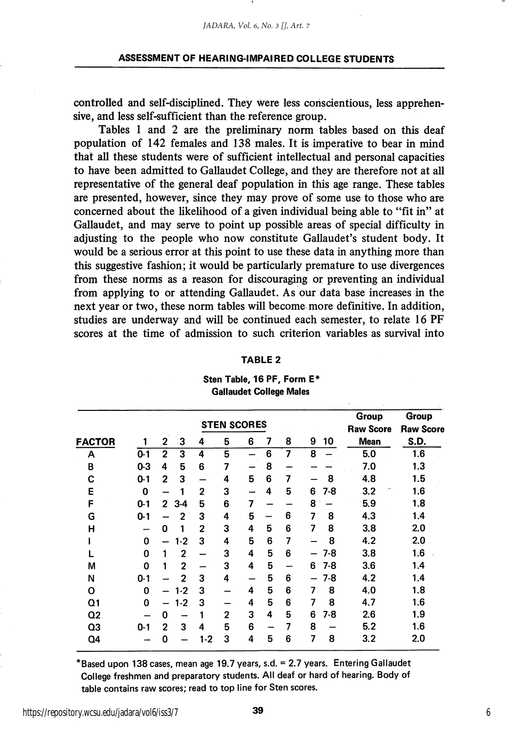controlled and self-disciplined. They were less conscientious, less apprehensive, and less self-sufficient than the reference group.

Tables 1 and 2 are the preliminary norm tables based on this deaf population of 142 females and 138 males. It is imperative to bear in mind that all these students were of sufficient intellectual and personal capacities to have been admitted to Gallaudet College, and they are therefore not at all representative of the general deaf population in this age range. These tables are presented, however, since they may prove of some use to those who are concerned about the likelihood of a given individual being able to "fit in" at Gallaudet, and may serve to point up possible areas of special difficulty in adjusting to the people who now constitute Gallaudet's student body. It would be a serious error at this point to use these data in anything more than this suggestive fashion; it would be particularly premature to use divergences from these norms as a reason for discouraging or preventing an individual from applying to or attending Gallaudet. As our data base increases in the next year or two, these norm tables will become more definitive. In addition, studies are underway and will be continued each semester, to relate 16 PF scores at the time of admission to such criterion variables as survival into

**TABLE 2**

**Sten Table, 16 PF, Form E***
**Gallaudet College Males**

| | STEN SCORES | | | | | | | | | | Group Raw Score | Group Raw Score |
|---|---|---|---|---|---|---|---|---|---|---|---|---|
| FACTOR | 1 | 2 | 3 | 4 | 5 | 6 | 7 | 8 | 9 | 10 | Mean | S.D. |
| A | 0-1 | 2 | 3 | 4 | 5 | – | 6 | 7 | 8 | – | 5.0 | 1.6 |
| B | 0-3 | 4 | 5 | 6 | 7 | – | 8 | – | – | – | 7.0 | 1.3 |
| C | 0-1 | 2 | 3 | – | 4 | 5 | 6 | 7 | – | 8 | 4.8 | 1.5 |
| E | 0 | – | 1 | 2 | 3 | – | 4 | 5 | 6 | 7-8 | 3.2 | 1.6 |
| F | 0-1 | 2 | 3-4 | 5 | 6 | 7 | – | – | 8 | – | 5.9 | 1.8 |
| G | 0-1 | – | 2 | 3 | 4 | 5 | – | 6 | 7 | 8 | 4.3 | 1.4 |
| H | – | 0 | 1 | 2 | 3 | 4 | 5 | 6 | 7 | 8 | 3.8 | 2.0 |
| I | 0 | – | 1-2 | 3 | 4 | 5 | 6 | 7 | – | 8 | 4.2 | 2.0 |
| L | 0 | 1 | 2 | – | 3 | 4 | 5 | 6 | – | 7-8 | 3.8 | 1.6 |
| M | 0 | 1 | 2 | – | 3 | 4 | 5 | – | 6 | 7-8 | 3.6 | 1.4 |
| N | 0-1 | – | 2 | 3 | 4 | – | 5 | 6 | – | 7-8 | 4.2 | 1.4 |
| O | 0 | – | 1-2 | 3 | – | 4 | 5 | 6 | 7 | 8 | 4.0 | 1.8 |
| Q1 | 0 | – | 1-2 | 3 | – | 4 | 5 | 6 | 7 | 8 | 4.7 | 1.6 |
| Q2 | – | 0 | – | 1 | 2 | 3 | 4 | 5 | 6 | 7-8 | 2.6 | 1.9 |
| Q3 | 0-1 | 2 | 3 | 4 | 5 | 6 | – | 7 | 8 | – | 5.2 | 1.6 |
| Q4 | – | 0 | – | 1-2 | 3 | 4 | 5 | 6 | 7 | 8 | 3.2 | 2.0 |

*Based upon 138 cases, mean age 19.7 years, s.d. = 2.7 years. Entering Gallaudet College freshmen and preparatory students. All deaf or hard of hearing. Body of table contains raw scores; read to top line for Sten scores.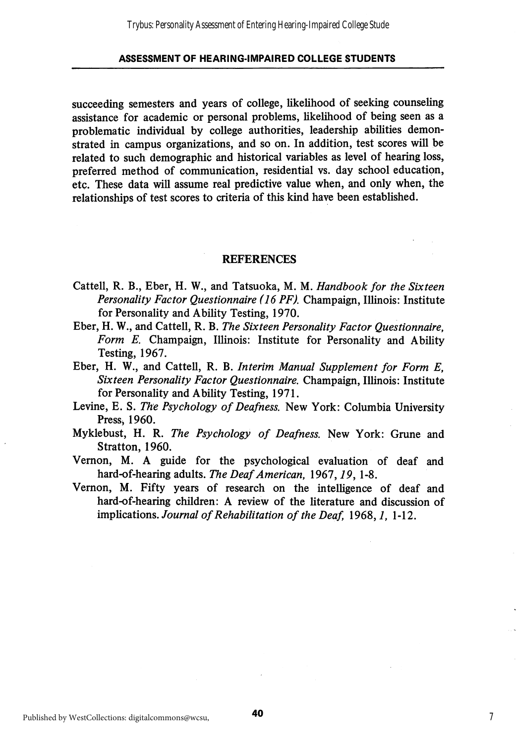succeeding semesters and years of college, likelihood of seeking counseling assistance for academic or personal problems, likelihood of being seen as a problematic individual by college authorities, leadership abilities demonstrated in campus organizations, and so on. In addition, test scores will be related to such demographic and historical variables as level of hearing loss, preferred method of communication, residential vs. day school education, etc. These data will assume real predictive value when, and only when, the relationships of test scores to criteria of this kind have been established.

## REFERENCES

Cattell, R. B., Eber, H. W., and Tatsuoka, M. M. *Handbook for the Sixteen Personality Factor Questionnaire (16 PF).* Champaign, Illinois: Institute for Personality and Ability Testing, 1970.

Eber, H. W., and Cattell, R. B. *The Sixteen Personality Factor Questionnaire, Form E.* Champaign, Illinois: Institute for Personality and Ability Testing, 1967.

Eber, H. W., and Cattell, R. B. *Interim Manual Supplement for Form E, Sixteen Personality Factor Questionnaire.* Champaign, Illinois: Institute for Personality and Ability Testing, 1971.

Levine, E. S. *The Psychology of Deafness.* New York: Columbia University Press, 1960.

Myklebust, H. R. *The Psychology of Deafness.* New York: Grune and Stratton, 1960.

Vernon, M. A guide for the psychological evaluation of deaf and hard-of-hearing adults. *The Deaf American,* 1967, *19,* 1-8.

Vernon, M. Fifty years of research on the intelligence of deaf and hard-of-hearing children: A review of the literature and discussion of implications. *Journal of Rehabilitation of the Deaf,* 1968, *1,* 1-12.